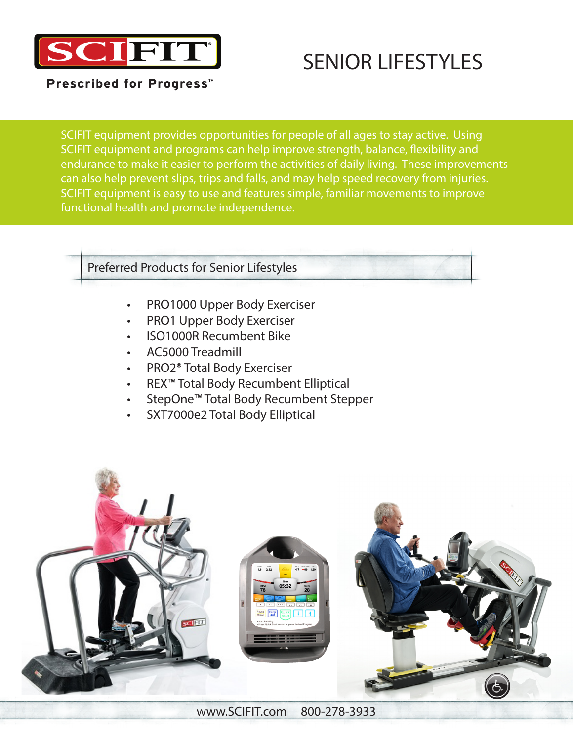SCIFIT

Prescribed for Progress™

# SENIOR LIFESTYLES

SCIFIT equipment provides opportunities for people of all ages to stay active. Using SCIFIT equipment and programs can help improve strength, balance, flexibility and endurance to make it easier to perform the activities of daily living. These improvements can also help prevent slips, trips and falls, and may help speed recovery from injuries. SCIFIT equipment is easy to use and features simple, familiar movements to improve functional health and promote independence.

## Preferred Products for Senior Lifestyles

- PRO1000 Upper Body Exerciser
- PRO1 Upper Body Exerciser
- ISO1000R Recumbent Bike
- AC5000 Treadmill
- PRO2® Total Body Exerciser
- REX™ Total Body Recumbent Elliptical
- StepOne™ Total Body Recumbent Stepper
- SXT7000e2 Total Body Elliptical

www.SCIFIT.com    800-278-3933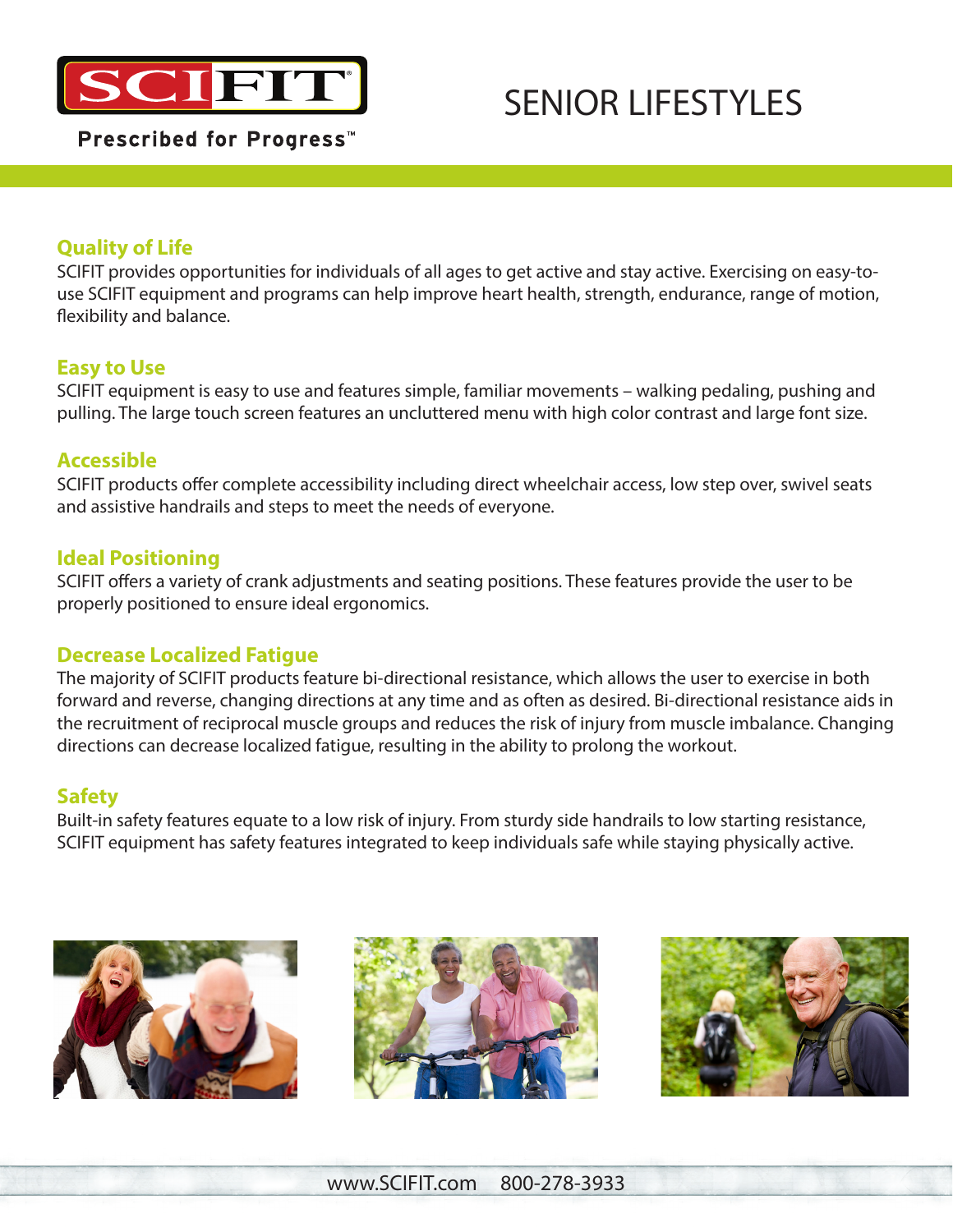SCIFIT

Prescribed for Progress™

# SENIOR LIFESTYLES

## Quality of Life

SCIFIT provides opportunities for individuals of all ages to get active and stay active. Exercising on easy-to-use SCIFIT equipment and programs can help improve heart health, strength, endurance, range of motion, flexibility and balance.

## Easy to Use

SCIFIT equipment is easy to use and features simple, familiar movements – walking pedaling, pushing and pulling. The large touch screen features an uncluttered menu with high color contrast and large font size.

## Accessible

SCIFIT products offer complete accessibility including direct wheelchair access, low step over, swivel seats and assistive handrails and steps to meet the needs of everyone.

## Ideal Positioning

SCIFIT offers a variety of crank adjustments and seating positions. These features provide the user to be properly positioned to ensure ideal ergonomics.

## Decrease Localized Fatigue

The majority of SCIFIT products feature bi-directional resistance, which allows the user to exercise in both forward and reverse, changing directions at any time and as often as desired. Bi-directional resistance aids in the recruitment of reciprocal muscle groups and reduces the risk of injury from muscle imbalance. Changing directions can decrease localized fatigue, resulting in the ability to prolong the workout.

## Safety

Built-in safety features equate to a low risk of injury. From sturdy side handrails to low starting resistance, SCIFIT equipment has safety features integrated to keep individuals safe while staying physically active.

www.SCIFIT.com 800-278-3933